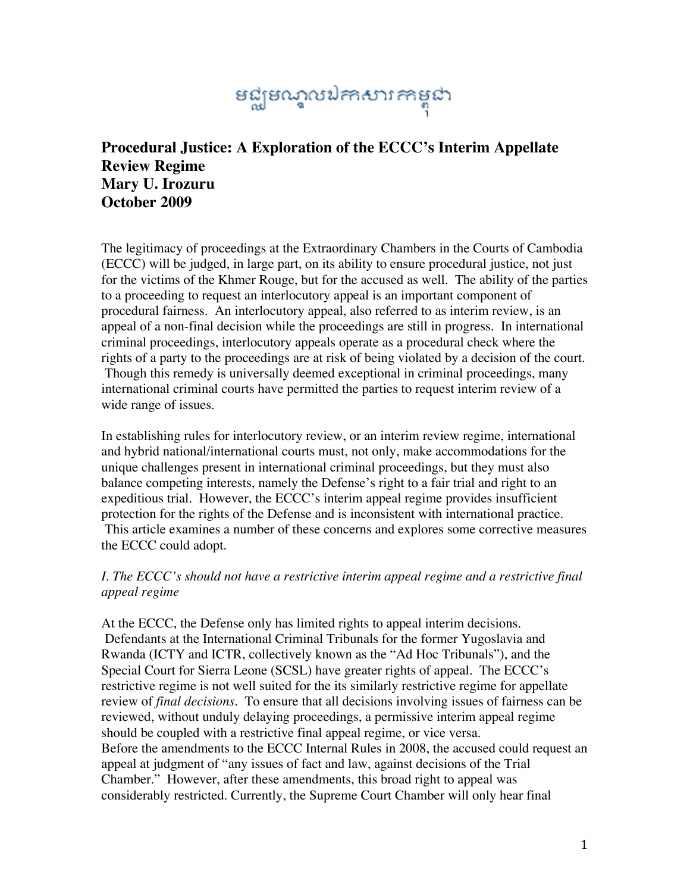មជ្ឈមណ្ឌលឯកសារកម្ពុជា

# Procedural Justice: A Exploration of the ECCC's Interim Appellate Review Regime
**Mary U. Irozuru**
**October 2009**

The legitimacy of proceedings at the Extraordinary Chambers in the Courts of Cambodia (ECCC) will be judged, in large part, on its ability to ensure procedural justice, not just for the victims of the Khmer Rouge, but for the accused as well. The ability of the parties to a proceeding to request an interlocutory appeal is an important component of procedural fairness. An interlocutory appeal, also referred to as interim review, is an appeal of a non-final decision while the proceedings are still in progress. In international criminal proceedings, interlocutory appeals operate as a procedural check where the rights of a party to the proceedings are at risk of being violated by a decision of the court. Though this remedy is universally deemed exceptional in criminal proceedings, many international criminal courts have permitted the parties to request interim review of a wide range of issues.

In establishing rules for interlocutory review, or an interim review regime, international and hybrid national/international courts must, not only, make accommodations for the unique challenges present in international criminal proceedings, but they must also balance competing interests, namely the Defense's right to a fair trial and right to an expeditious trial. However, the ECCC's interim appeal regime provides insufficient protection for the rights of the Defense and is inconsistent with international practice. This article examines a number of these concerns and explores some corrective measures the ECCC could adopt.

*I. The ECCC's should not have a restrictive interim appeal regime and a restrictive final appeal regime*

At the ECCC, the Defense only has limited rights to appeal interim decisions. Defendants at the International Criminal Tribunals for the former Yugoslavia and Rwanda (ICTY and ICTR, collectively known as the "Ad Hoc Tribunals"), and the Special Court for Sierra Leone (SCSL) have greater rights of appeal. The ECCC's restrictive regime is not well suited for the its similarly restrictive regime for appellate review of *final decisions*. To ensure that all decisions involving issues of fairness can be reviewed, without unduly delaying proceedings, a permissive interim appeal regime should be coupled with a restrictive final appeal regime, or vice versa.
Before the amendments to the ECCC Internal Rules in 2008, the accused could request an appeal at judgment of "any issues of fact and law, against decisions of the Trial Chamber." However, after these amendments, this broad right to appeal was considerably restricted. Currently, the Supreme Court Chamber will only hear final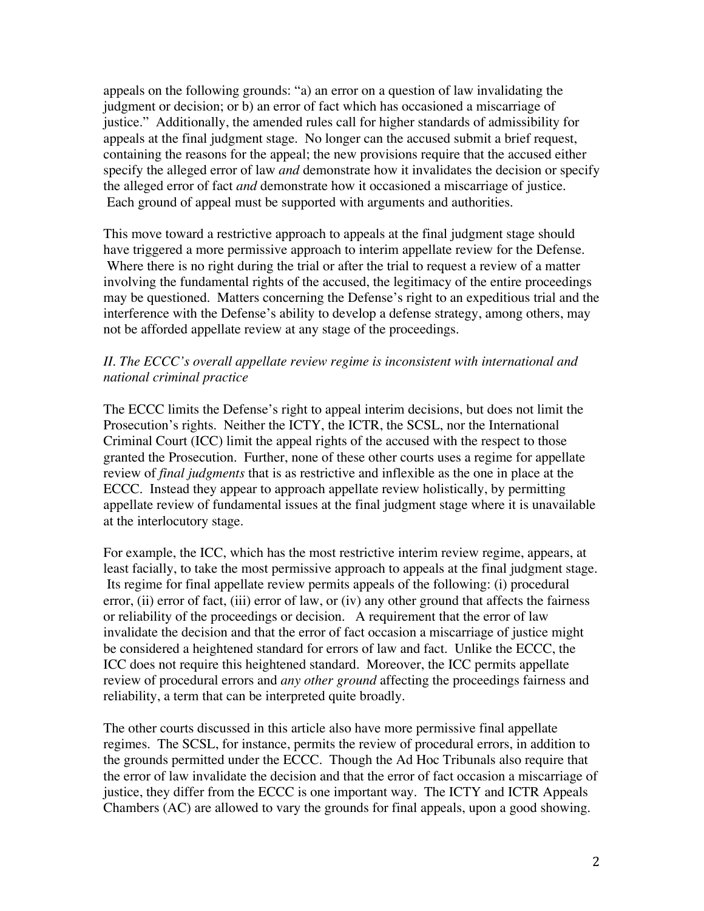appeals on the following grounds: "a) an error on a question of law invalidating the judgment or decision; or b) an error of fact which has occasioned a miscarriage of justice." Additionally, the amended rules call for higher standards of admissibility for appeals at the final judgment stage. No longer can the accused submit a brief request, containing the reasons for the appeal; the new provisions require that the accused either specify the alleged error of law *and* demonstrate how it invalidates the decision or specify the alleged error of fact *and* demonstrate how it occasioned a miscarriage of justice. Each ground of appeal must be supported with arguments and authorities.

This move toward a restrictive approach to appeals at the final judgment stage should have triggered a more permissive approach to interim appellate review for the Defense. Where there is no right during the trial or after the trial to request a review of a matter involving the fundamental rights of the accused, the legitimacy of the entire proceedings may be questioned. Matters concerning the Defense's right to an expeditious trial and the interference with the Defense's ability to develop a defense strategy, among others, may not be afforded appellate review at any stage of the proceedings.

*II. The ECCC's overall appellate review regime is inconsistent with international and national criminal practice*

The ECCC limits the Defense's right to appeal interim decisions, but does not limit the Prosecution's rights. Neither the ICTY, the ICTR, the SCSL, nor the International Criminal Court (ICC) limit the appeal rights of the accused with the respect to those granted the Prosecution. Further, none of these other courts uses a regime for appellate review of *final judgments* that is as restrictive and inflexible as the one in place at the ECCC. Instead they appear to approach appellate review holistically, by permitting appellate review of fundamental issues at the final judgment stage where it is unavailable at the interlocutory stage.

For example, the ICC, which has the most restrictive interim review regime, appears, at least facially, to take the most permissive approach to appeals at the final judgment stage. Its regime for final appellate review permits appeals of the following: (i) procedural error, (ii) error of fact, (iii) error of law, or (iv) any other ground that affects the fairness or reliability of the proceedings or decision. A requirement that the error of law invalidate the decision and that the error of fact occasion a miscarriage of justice might be considered a heightened standard for errors of law and fact. Unlike the ECCC, the ICC does not require this heightened standard. Moreover, the ICC permits appellate review of procedural errors and *any other ground* affecting the proceedings fairness and reliability, a term that can be interpreted quite broadly.

The other courts discussed in this article also have more permissive final appellate regimes. The SCSL, for instance, permits the review of procedural errors, in addition to the grounds permitted under the ECCC. Though the Ad Hoc Tribunals also require that the error of law invalidate the decision and that the error of fact occasion a miscarriage of justice, they differ from the ECCC is one important way. The ICTY and ICTR Appeals Chambers (AC) are allowed to vary the grounds for final appeals, upon a good showing.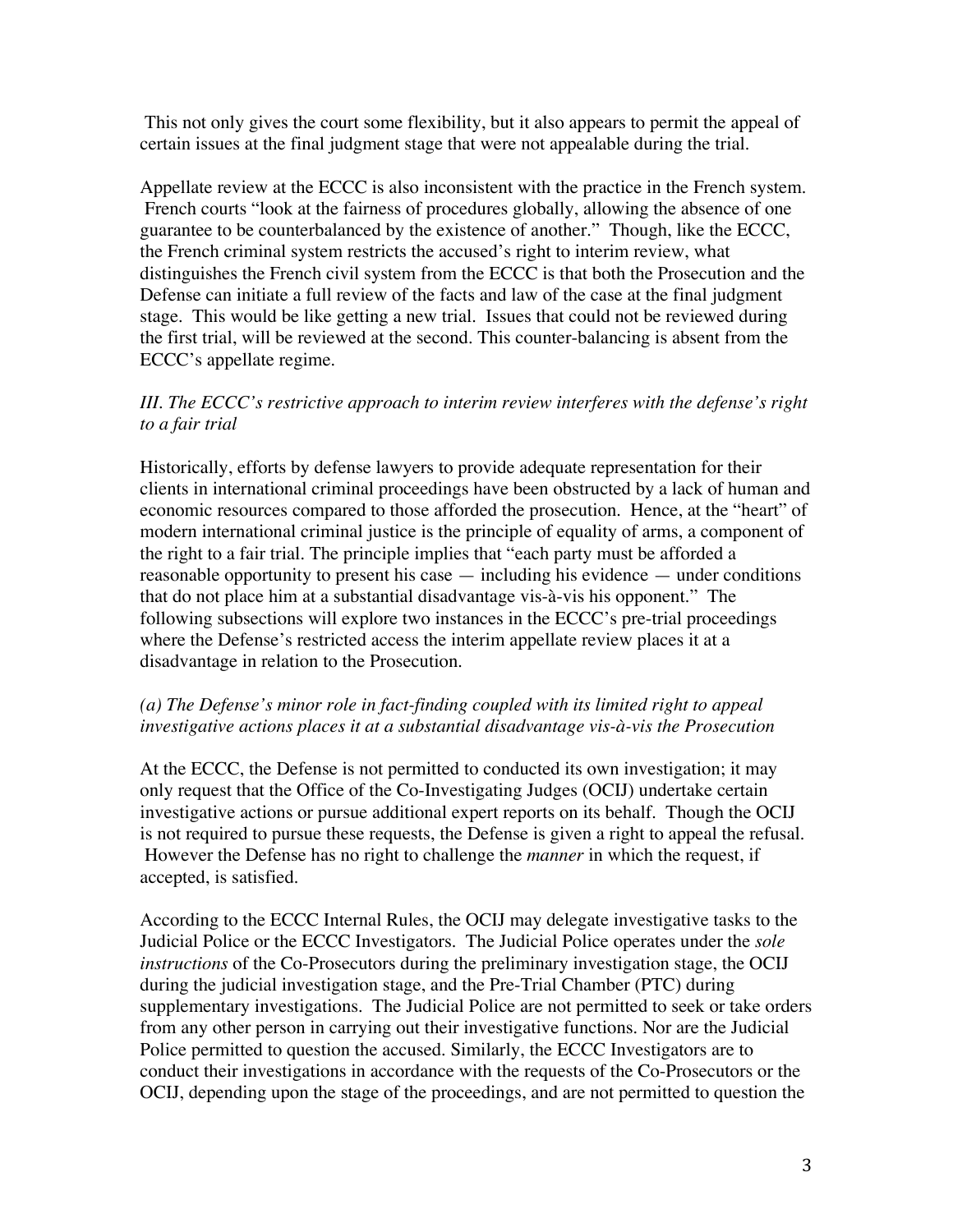This not only gives the court some flexibility, but it also appears to permit the appeal of certain issues at the final judgment stage that were not appealable during the trial.

Appellate review at the ECCC is also inconsistent with the practice in the French system. French courts "look at the fairness of procedures globally, allowing the absence of one guarantee to be counterbalanced by the existence of another." Though, like the ECCC, the French criminal system restricts the accused's right to interim review, what distinguishes the French civil system from the ECCC is that both the Prosecution and the Defense can initiate a full review of the facts and law of the case at the final judgment stage. This would be like getting a new trial. Issues that could not be reviewed during the first trial, will be reviewed at the second. This counter-balancing is absent from the ECCC's appellate regime.

*III. The ECCC's restrictive approach to interim review interferes with the defense's right to a fair trial*

Historically, efforts by defense lawyers to provide adequate representation for their clients in international criminal proceedings have been obstructed by a lack of human and economic resources compared to those afforded the prosecution. Hence, at the "heart" of modern international criminal justice is the principle of equality of arms, a component of the right to a fair trial. The principle implies that "each party must be afforded a reasonable opportunity to present his case — including his evidence — under conditions that do not place him at a substantial disadvantage vis-à-vis his opponent." The following subsections will explore two instances in the ECCC's pre-trial proceedings where the Defense's restricted access the interim appellate review places it at a disadvantage in relation to the Prosecution.

*(a) The Defense's minor role in fact-finding coupled with its limited right to appeal investigative actions places it at a substantial disadvantage vis-à-vis the Prosecution*

At the ECCC, the Defense is not permitted to conducted its own investigation; it may only request that the Office of the Co-Investigating Judges (OCIJ) undertake certain investigative actions or pursue additional expert reports on its behalf. Though the OCIJ is not required to pursue these requests, the Defense is given a right to appeal the refusal. However the Defense has no right to challenge the *manner* in which the request, if accepted, is satisfied.

According to the ECCC Internal Rules, the OCIJ may delegate investigative tasks to the Judicial Police or the ECCC Investigators. The Judicial Police operates under the *sole instructions* of the Co-Prosecutors during the preliminary investigation stage, the OCIJ during the judicial investigation stage, and the Pre-Trial Chamber (PTC) during supplementary investigations. The Judicial Police are not permitted to seek or take orders from any other person in carrying out their investigative functions. Nor are the Judicial Police permitted to question the accused. Similarly, the ECCC Investigators are to conduct their investigations in accordance with the requests of the Co-Prosecutors or the OCIJ, depending upon the stage of the proceedings, and are not permitted to question the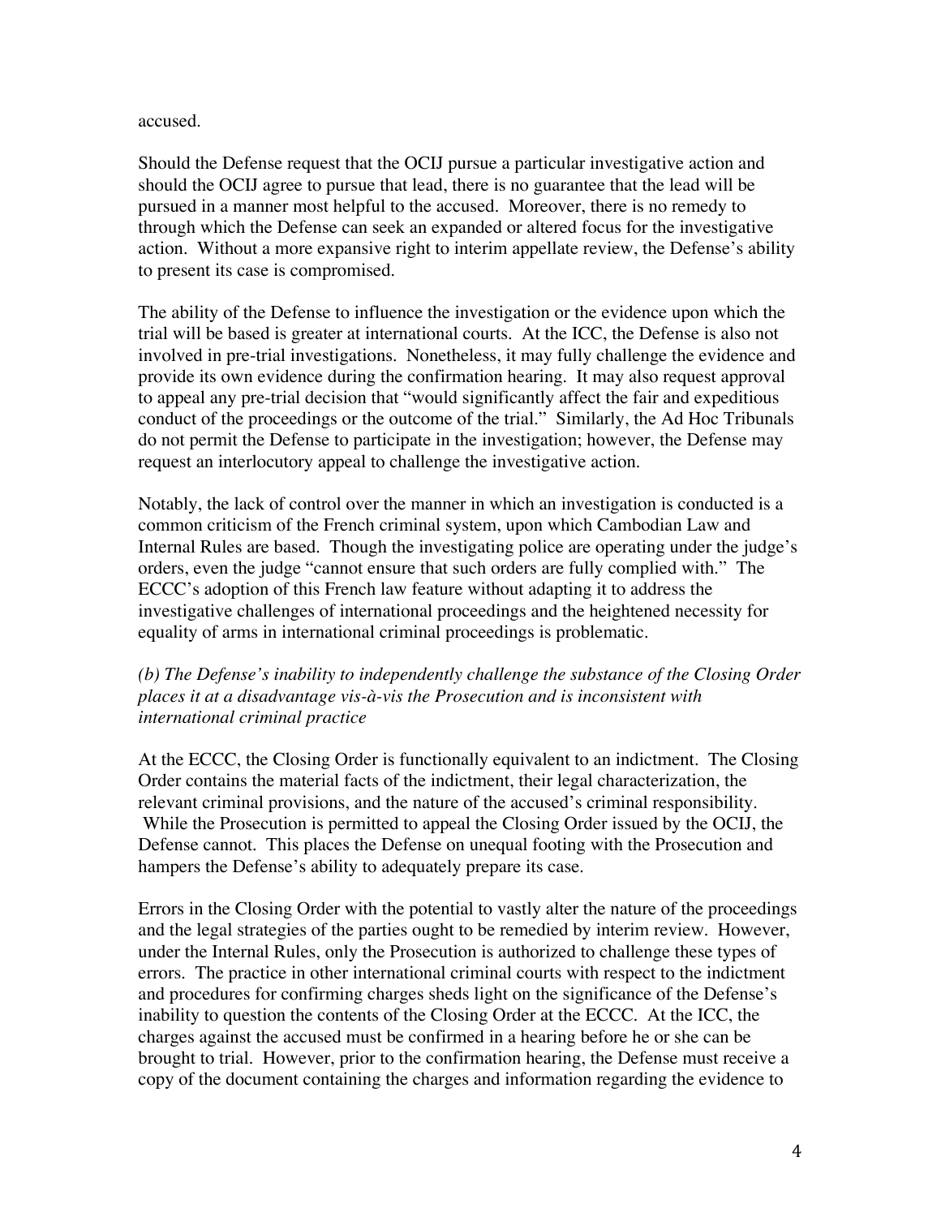accused.

Should the Defense request that the OCIJ pursue a particular investigative action and should the OCIJ agree to pursue that lead, there is no guarantee that the lead will be pursued in a manner most helpful to the accused. Moreover, there is no remedy to through which the Defense can seek an expanded or altered focus for the investigative action. Without a more expansive right to interim appellate review, the Defense's ability to present its case is compromised.

The ability of the Defense to influence the investigation or the evidence upon which the trial will be based is greater at international courts. At the ICC, the Defense is also not involved in pre-trial investigations. Nonetheless, it may fully challenge the evidence and provide its own evidence during the confirmation hearing. It may also request approval to appeal any pre-trial decision that "would significantly affect the fair and expeditious conduct of the proceedings or the outcome of the trial." Similarly, the Ad Hoc Tribunals do not permit the Defense to participate in the investigation; however, the Defense may request an interlocutory appeal to challenge the investigative action.

Notably, the lack of control over the manner in which an investigation is conducted is a common criticism of the French criminal system, upon which Cambodian Law and Internal Rules are based. Though the investigating police are operating under the judge's orders, even the judge "cannot ensure that such orders are fully complied with." The ECCC's adoption of this French law feature without adapting it to address the investigative challenges of international proceedings and the heightened necessity for equality of arms in international criminal proceedings is problematic.

*(b) The Defense's inability to independently challenge the substance of the Closing Order places it at a disadvantage vis-à-vis the Prosecution and is inconsistent with international criminal practice*

At the ECCC, the Closing Order is functionally equivalent to an indictment. The Closing Order contains the material facts of the indictment, their legal characterization, the relevant criminal provisions, and the nature of the accused's criminal responsibility. While the Prosecution is permitted to appeal the Closing Order issued by the OCIJ, the Defense cannot. This places the Defense on unequal footing with the Prosecution and hampers the Defense's ability to adequately prepare its case.

Errors in the Closing Order with the potential to vastly alter the nature of the proceedings and the legal strategies of the parties ought to be remedied by interim review. However, under the Internal Rules, only the Prosecution is authorized to challenge these types of errors. The practice in other international criminal courts with respect to the indictment and procedures for confirming charges sheds light on the significance of the Defense's inability to question the contents of the Closing Order at the ECCC. At the ICC, the charges against the accused must be confirmed in a hearing before he or she can be brought to trial. However, prior to the confirmation hearing, the Defense must receive a copy of the document containing the charges and information regarding the evidence to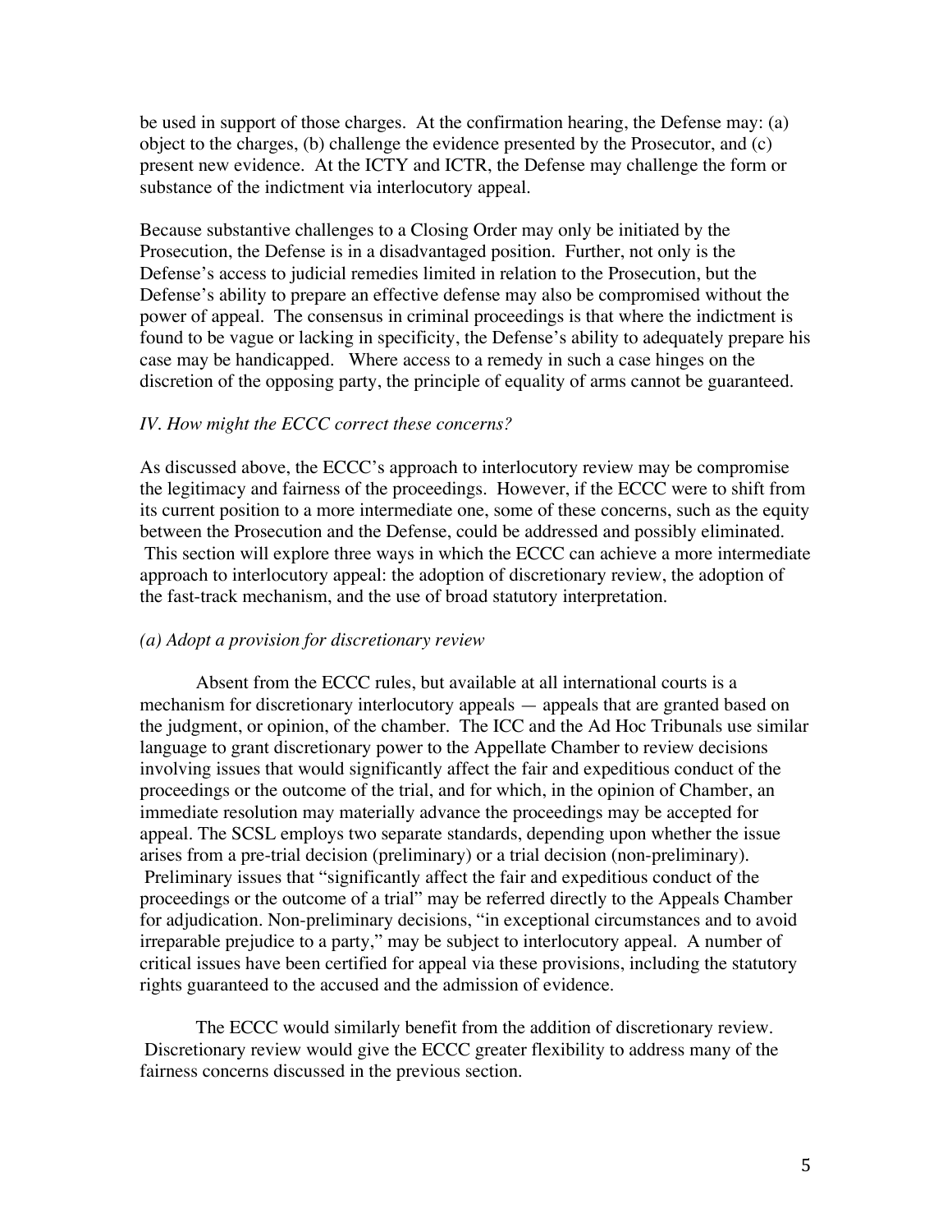be used in support of those charges. At the confirmation hearing, the Defense may: (a) object to the charges, (b) challenge the evidence presented by the Prosecutor, and (c) present new evidence. At the ICTY and ICTR, the Defense may challenge the form or substance of the indictment via interlocutory appeal.

Because substantive challenges to a Closing Order may only be initiated by the Prosecution, the Defense is in a disadvantaged position. Further, not only is the Defense's access to judicial remedies limited in relation to the Prosecution, but the Defense's ability to prepare an effective defense may also be compromised without the power of appeal. The consensus in criminal proceedings is that where the indictment is found to be vague or lacking in specificity, the Defense's ability to adequately prepare his case may be handicapped. Where access to a remedy in such a case hinges on the discretion of the opposing party, the principle of equality of arms cannot be guaranteed.

*IV. How might the ECCC correct these concerns?*

As discussed above, the ECCC's approach to interlocutory review may be compromise the legitimacy and fairness of the proceedings. However, if the ECCC were to shift from its current position to a more intermediate one, some of these concerns, such as the equity between the Prosecution and the Defense, could be addressed and possibly eliminated. This section will explore three ways in which the ECCC can achieve a more intermediate approach to interlocutory appeal: the adoption of discretionary review, the adoption of the fast-track mechanism, and the use of broad statutory interpretation.

*(a) Adopt a provision for discretionary review*

Absent from the ECCC rules, but available at all international courts is a mechanism for discretionary interlocutory appeals — appeals that are granted based on the judgment, or opinion, of the chamber. The ICC and the Ad Hoc Tribunals use similar language to grant discretionary power to the Appellate Chamber to review decisions involving issues that would significantly affect the fair and expeditious conduct of the proceedings or the outcome of the trial, and for which, in the opinion of Chamber, an immediate resolution may materially advance the proceedings may be accepted for appeal. The SCSL employs two separate standards, depending upon whether the issue arises from a pre-trial decision (preliminary) or a trial decision (non-preliminary). Preliminary issues that "significantly affect the fair and expeditious conduct of the proceedings or the outcome of a trial" may be referred directly to the Appeals Chamber for adjudication. Non-preliminary decisions, "in exceptional circumstances and to avoid irreparable prejudice to a party," may be subject to interlocutory appeal. A number of critical issues have been certified for appeal via these provisions, including the statutory rights guaranteed to the accused and the admission of evidence.

The ECCC would similarly benefit from the addition of discretionary review. Discretionary review would give the ECCC greater flexibility to address many of the fairness concerns discussed in the previous section.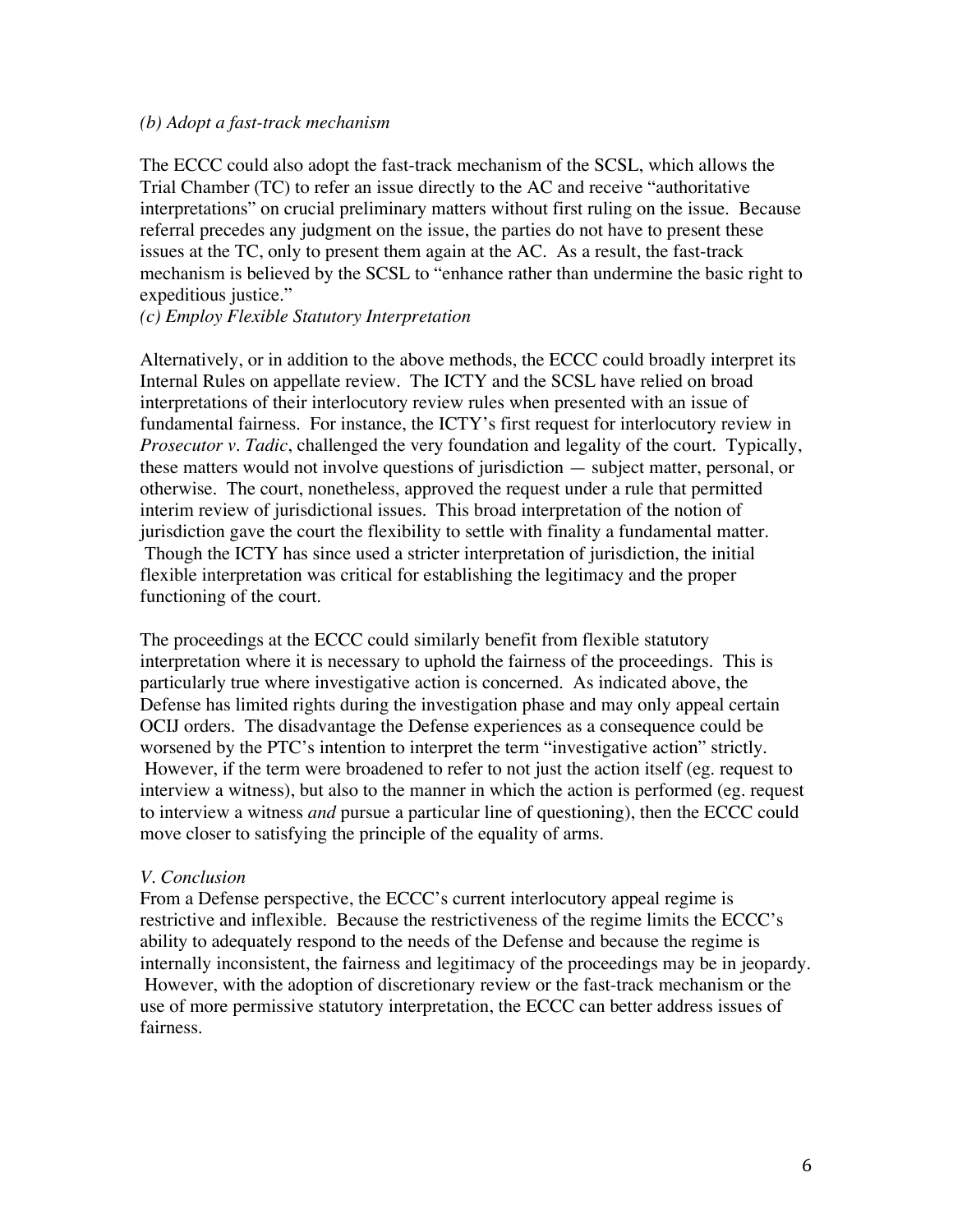*(b) Adopt a fast-track mechanism*

The ECCC could also adopt the fast-track mechanism of the SCSL, which allows the Trial Chamber (TC) to refer an issue directly to the AC and receive "authoritative interpretations" on crucial preliminary matters without first ruling on the issue. Because referral precedes any judgment on the issue, the parties do not have to present these issues at the TC, only to present them again at the AC. As a result, the fast-track mechanism is believed by the SCSL to "enhance rather than undermine the basic right to expeditious justice."

*(c) Employ Flexible Statutory Interpretation*

Alternatively, or in addition to the above methods, the ECCC could broadly interpret its Internal Rules on appellate review. The ICTY and the SCSL have relied on broad interpretations of their interlocutory review rules when presented with an issue of fundamental fairness. For instance, the ICTY's first request for interlocutory review in *Prosecutor v. Tadic*, challenged the very foundation and legality of the court. Typically, these matters would not involve questions of jurisdiction — subject matter, personal, or otherwise. The court, nonetheless, approved the request under a rule that permitted interim review of jurisdictional issues. This broad interpretation of the notion of jurisdiction gave the court the flexibility to settle with finality a fundamental matter. Though the ICTY has since used a stricter interpretation of jurisdiction, the initial flexible interpretation was critical for establishing the legitimacy and the proper functioning of the court.

The proceedings at the ECCC could similarly benefit from flexible statutory interpretation where it is necessary to uphold the fairness of the proceedings. This is particularly true where investigative action is concerned. As indicated above, the Defense has limited rights during the investigation phase and may only appeal certain OCIJ orders. The disadvantage the Defense experiences as a consequence could be worsened by the PTC's intention to interpret the term "investigative action" strictly. However, if the term were broadened to refer to not just the action itself (eg. request to interview a witness), but also to the manner in which the action is performed (eg. request to interview a witness *and* pursue a particular line of questioning), then the ECCC could move closer to satisfying the principle of the equality of arms.

*V. Conclusion*

From a Defense perspective, the ECCC's current interlocutory appeal regime is restrictive and inflexible. Because the restrictiveness of the regime limits the ECCC's ability to adequately respond to the needs of the Defense and because the regime is internally inconsistent, the fairness and legitimacy of the proceedings may be in jeopardy. However, with the adoption of discretionary review or the fast-track mechanism or the use of more permissive statutory interpretation, the ECCC can better address issues of fairness.